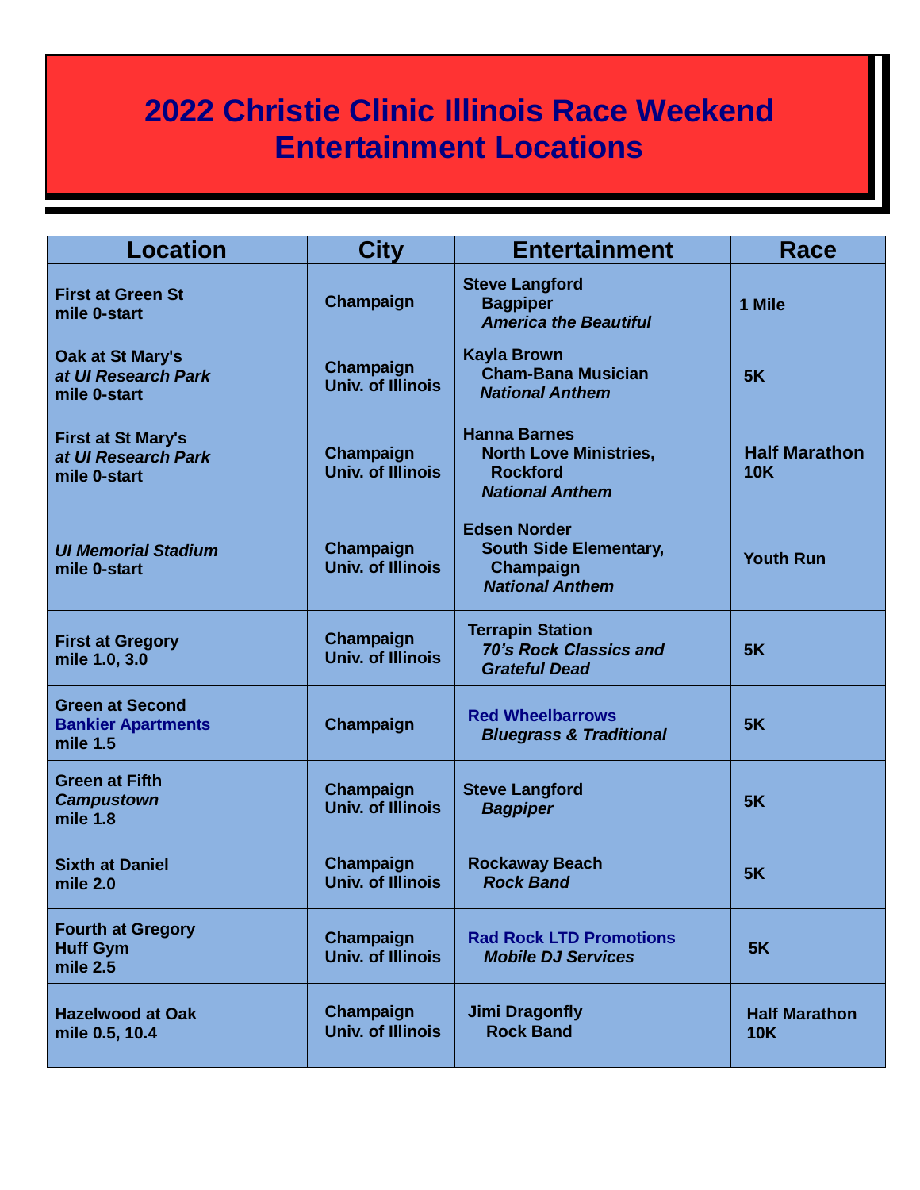# 2022 Christie Clinic Illinois Race Weekend Entertainment Locations

| Location | City | Entertainment | Race |
| --- | --- | --- | --- |
| **First at Green St**<br>**mile 0-start** | **Champaign** | **Steve Langford**<br>**Bagpiper**<br>***America the Beautiful*** | **1 Mile** |
| **Oak at St Mary's**<br>***at UI Research Park***<br>**mile 0-start** | **Champaign**<br>**Univ. of Illinois** | **Kayla Brown**<br>**Cham-Bana Musician**<br>***National Anthem*** | **5K** |
| **First at St Mary's**<br>***at UI Research Park***<br>**mile 0-start** | **Champaign**<br>**Univ. of Illinois** | **Hanna Barnes**<br>**North Love Ministries, Rockford**<br>***National Anthem*** | **Half Marathon**<br>**10K** |
| ***UI Memorial Stadium***<br>**mile 0-start** | **Champaign**<br>**Univ. of Illinois** | **Edsen Norder**<br>**South Side Elementary, Champaign**<br>***National Anthem*** | **Youth Run** |
| **First at Gregory**<br>**mile 1.0, 3.0** | **Champaign**<br>**Univ. of Illinois** | **Terrapin Station**<br>***70's Rock Classics and Grateful Dead*** | **5K** |
| **Green at Second**<br>**Bankier Apartments**<br>**mile 1.5** | **Champaign** | **Red Wheelbarrows**<br>***Bluegrass & Traditional*** | **5K** |
| **Green at Fifth**<br>***Campustown***<br>**mile 1.8** | **Champaign**<br>**Univ. of Illinois** | **Steve Langford**<br>***Bagpiper*** | **5K** |
| **Sixth at Daniel**<br>**mile 2.0** | **Champaign**<br>**Univ. of Illinois** | **Rockaway Beach**<br>***Rock Band*** | **5K** |
| **Fourth at Gregory**<br>**Huff Gym**<br>**mile 2.5** | **Champaign**<br>**Univ. of Illinois** | **Rad Rock LTD Promotions**<br>***Mobile DJ Services*** | **5K** |
| **Hazelwood at Oak**<br>**mile 0.5, 10.4** | **Champaign**<br>**Univ. of Illinois** | **Jimi Dragonfly**<br>**Rock Band** | **Half Marathon**<br>**10K** |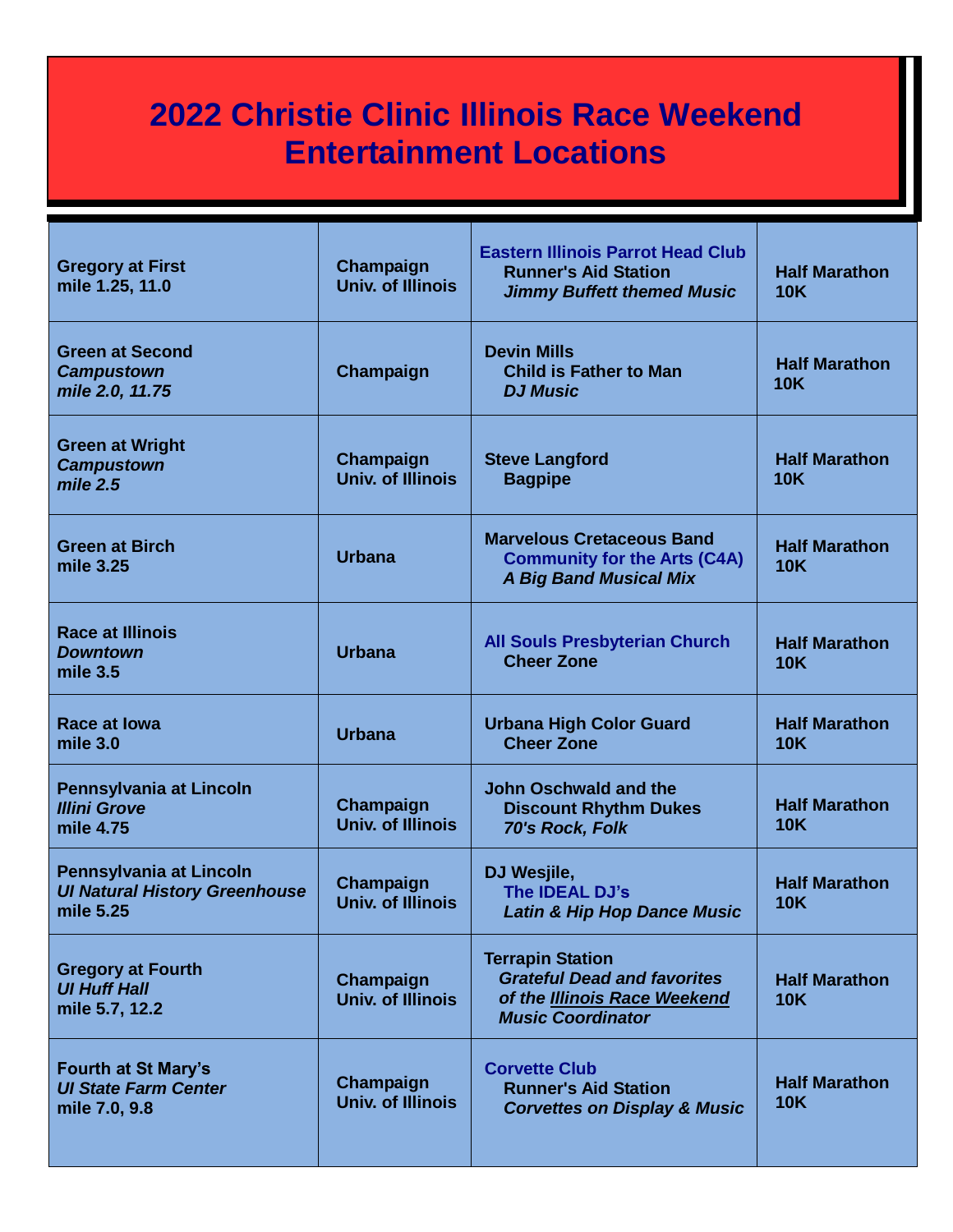# 2022 Christie Clinic Illinois Race Weekend Entertainment Locations

| Location | City | Entertainment | Race |
|---|---|---|---|
| **Gregory at First**<br>**mile 1.25, 11.0** | **Champaign**<br>**Univ. of Illinois** | **Eastern Illinois Parrot Head Club**<br>**Runner's Aid Station**<br>***Jimmy Buffett themed Music*** | **Half Marathon**<br>**10K** |
| **Green at Second**<br>***Campustown***<br>***mile 2.0, 11.75*** | **Champaign** | **Devin Mills**<br>**Child is Father to Man**<br>***DJ Music*** | **Half Marathon**<br>**10K** |
| **Green at Wright**<br>***Campustown***<br>***mile 2.5*** | **Champaign**<br>**Univ. of Illinois** | **Steve Langford**<br>**Bagpipe** | **Half Marathon**<br>**10K** |
| **Green at Birch**<br>**mile 3.25** | **Urbana** | **Marvelous Cretaceous Band**<br>**Community for the Arts (C4A)**<br>***A Big Band Musical Mix*** | **Half Marathon**<br>**10K** |
| **Race at Illinois**<br>***Downtown***<br>**mile 3.5** | **Urbana** | **All Souls Presbyterian Church**<br>**Cheer Zone** | **Half Marathon**<br>**10K** |
| **Race at Iowa**<br>**mile 3.0** | **Urbana** | **Urbana High Color Guard**<br>**Cheer Zone** | **Half Marathon**<br>**10K** |
| **Pennsylvania at Lincoln**<br>***Illini Grove***<br>**mile 4.75** | **Champaign**<br>**Univ. of Illinois** | **John Oschwald and the Discount Rhythm Dukes**<br>***70's Rock, Folk*** | **Half Marathon**<br>**10K** |
| **Pennsylvania at Lincoln**<br>***UI Natural History Greenhouse***<br>**mile 5.25** | **Champaign**<br>**Univ. of Illinois** | **DJ Wesjile,**<br>**The IDEAL DJ's**<br>***Latin & Hip Hop Dance Music*** | **Half Marathon**<br>**10K** |
| **Gregory at Fourth**<br>***UI Huff Hall***<br>**mile 5.7, 12.2** | **Champaign**<br>**Univ. of Illinois** | **Terrapin Station**<br>***Grateful Dead and favorites of the Illinois Race Weekend Music Coordinator*** | **Half Marathon**<br>**10K** |
| **Fourth at St Mary's**<br>***UI State Farm Center***<br>**mile 7.0, 9.8** | **Champaign**<br>**Univ. of Illinois** | **Corvette Club**<br>**Runner's Aid Station**<br>***Corvettes on Display & Music*** | **Half Marathon**<br>**10K** |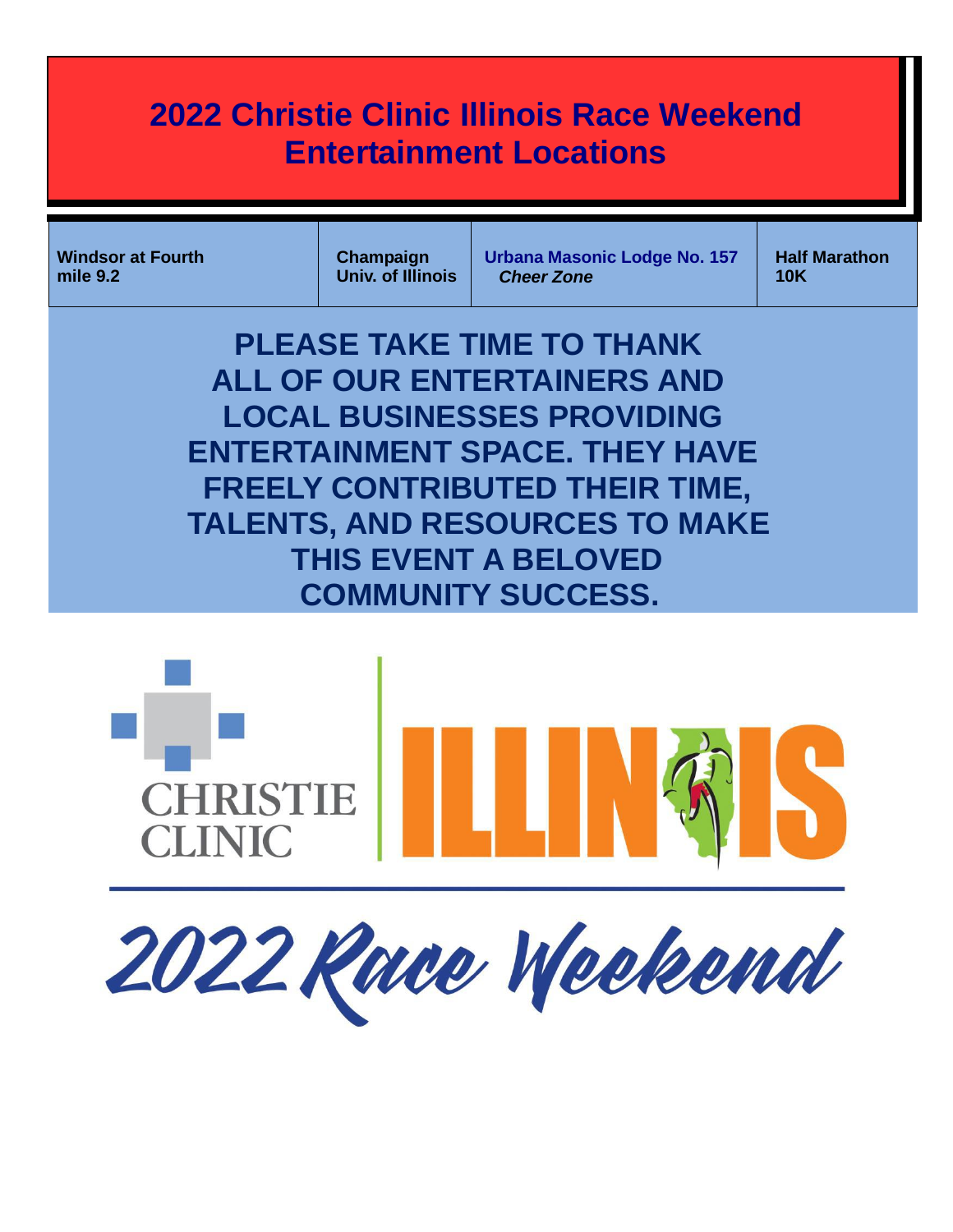# 2022 Christie Clinic Illinois Race Weekend Entertainment Locations

| | | | |
|---|---|---|---|
| **Windsor at Fourth**<br>**mile 9.2** | **Champaign**<br>**Univ. of Illinois** | **Urbana Masonic Lodge No. 157**<br>***Cheer Zone*** | **Half Marathon**<br>**10K** |

**PLEASE TAKE TIME TO THANK ALL OF OUR ENTERTAINERS AND LOCAL BUSINESSES PROVIDING ENTERTAINMENT SPACE. THEY HAVE FREELY CONTRIBUTED THEIR TIME, TALENTS, AND RESOURCES TO MAKE THIS EVENT A BELOVED COMMUNITY SUCCESS.**

CHRISTIE CLINIC

ILLINOIS

2022 Race Weekend